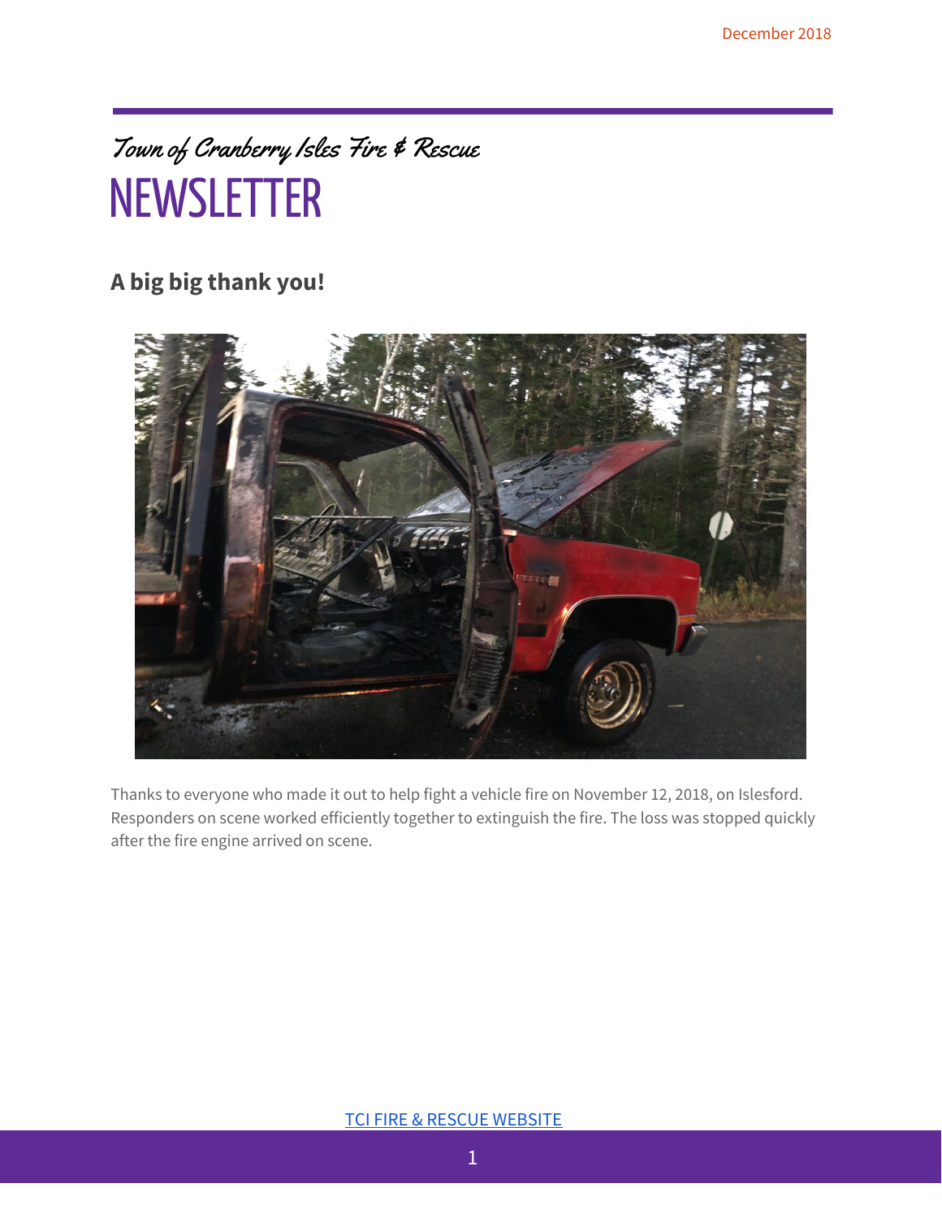December 2018

*Town of Cranberry Isles Fire & Rescue*

# NEWSLETTER

## A big big thank you!

Thanks to everyone who made it out to help fight a vehicle fire on November 12, 2018, on Islesford. Responders on scene worked efficiently together to extinguish the fire. The loss was stopped quickly after the fire engine arrived on scene.

TCI FIRE & RESCUE WEBSITE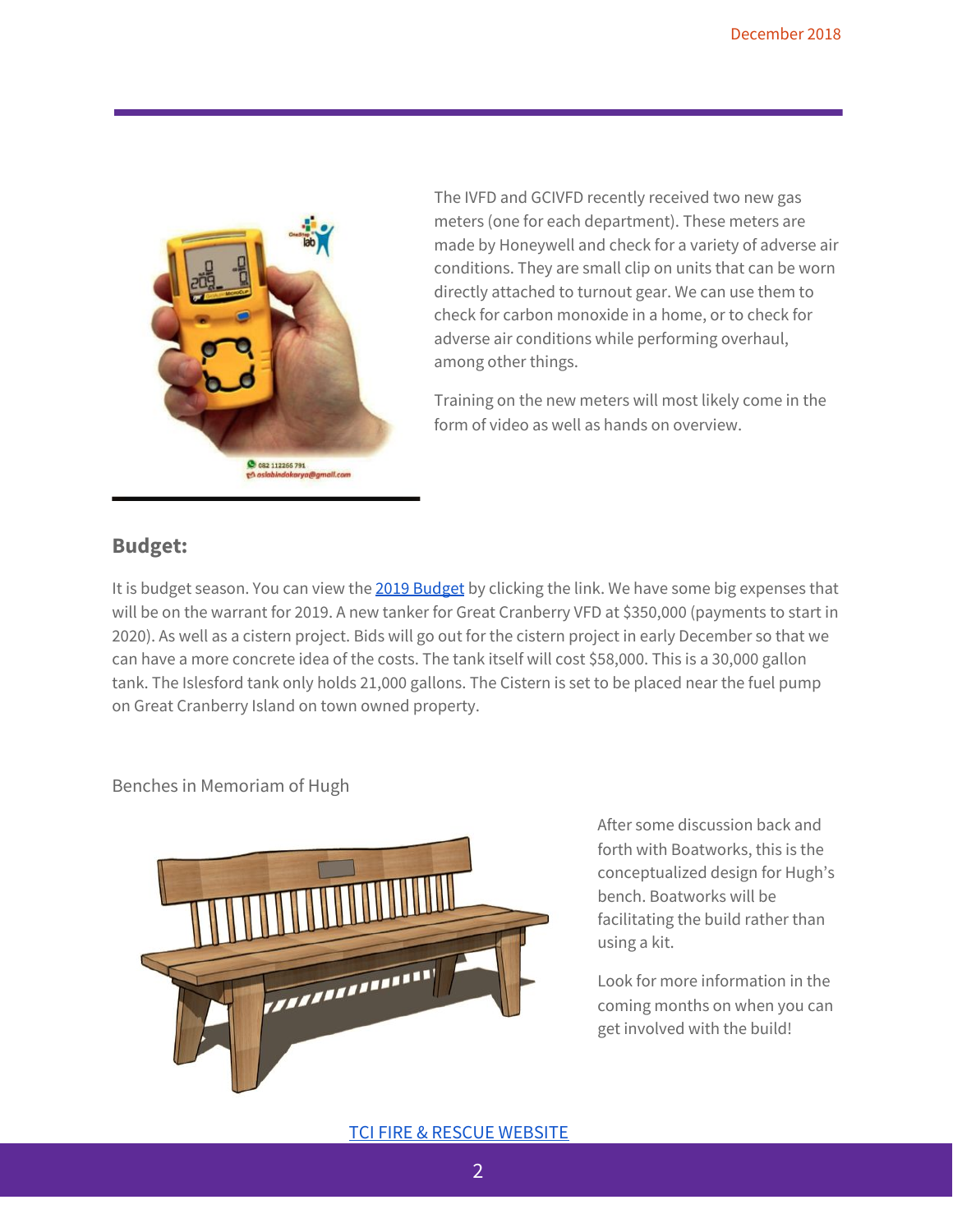The IVFD and GCIVFD recently received two new gas meters (one for each department). These meters are made by Honeywell and check for a variety of adverse air conditions. They are small clip on units that can be worn directly attached to turnout gear. We can use them to check for carbon monoxide in a home, or to check for adverse air conditions while performing overhaul, among other things.

Training on the new meters will most likely come in the form of video as well as hands on overview.

## Budget:

It is budget season. You can view the [2019 Budget] by clicking the link. We have some big expenses that will be on the warrant for 2019. A new tanker for Great Cranberry VFD at $350,000 (payments to start in 2020). As well as a cistern project. Bids will go out for the cistern project in early December so that we can have a more concrete idea of the costs. The tank itself will cost $58,000. This is a 30,000 gallon tank. The Islesford tank only holds 21,000 gallons. The Cistern is set to be placed near the fuel pump on Great Cranberry Island on town owned property.

Benches in Memoriam of Hugh

After some discussion back and forth with Boatworks, this is the conceptualized design for Hugh's bench. Boatworks will be facilitating the build rather than using a kit.

Look for more information in the coming months on when you can get involved with the build!

TCI FIRE & RESCUE WEBSITE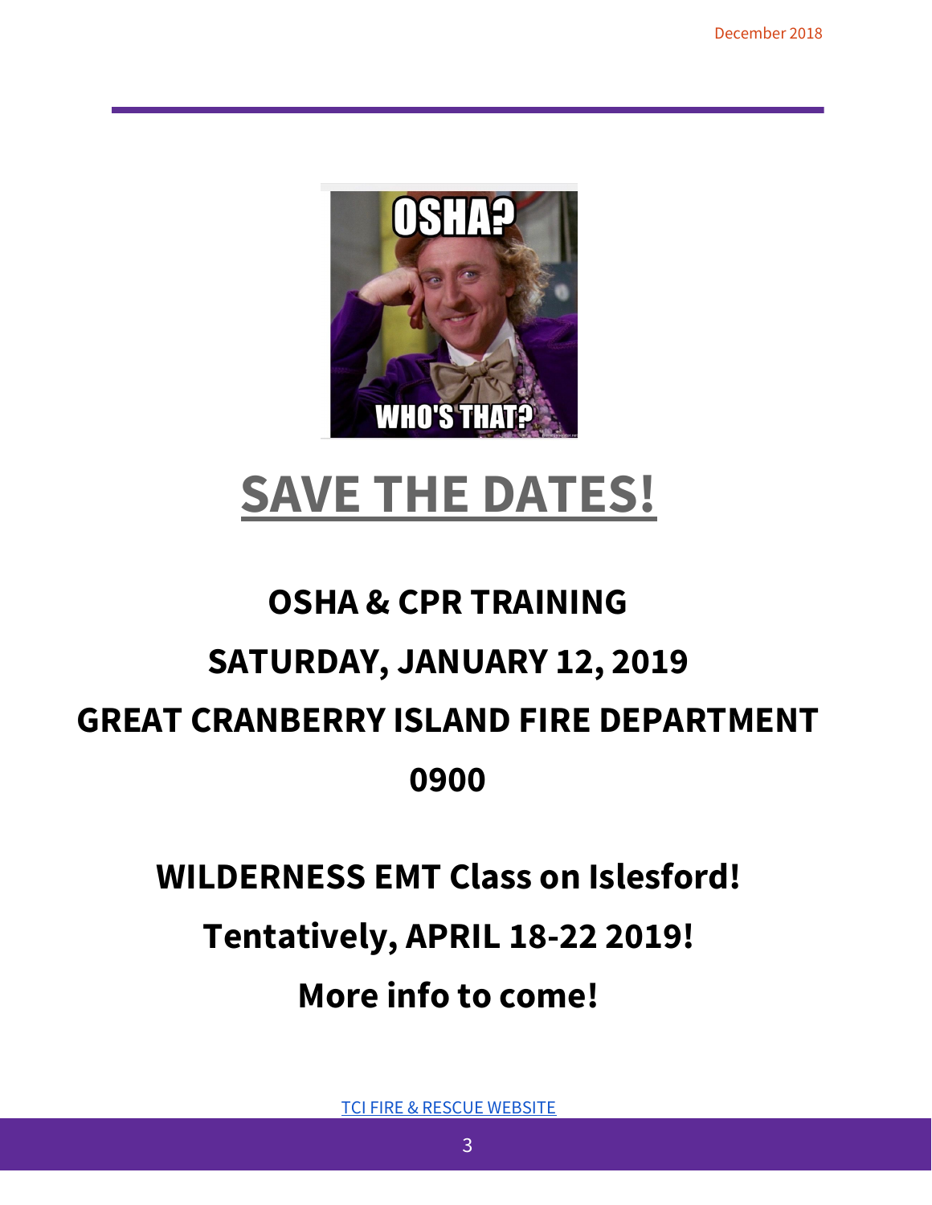# SAVE THE DATES!

**OSHA & CPR TRAINING**

**SATURDAY, JANUARY 12, 2019**

**GREAT CRANBERRY ISLAND FIRE DEPARTMENT**

**0900**

**WILDERNESS EMT Class on Islesford!**

**Tentatively, APRIL 18-22 2019!**

**More info to come!**

[TCI FIRE & RESCUE WEBSITE]